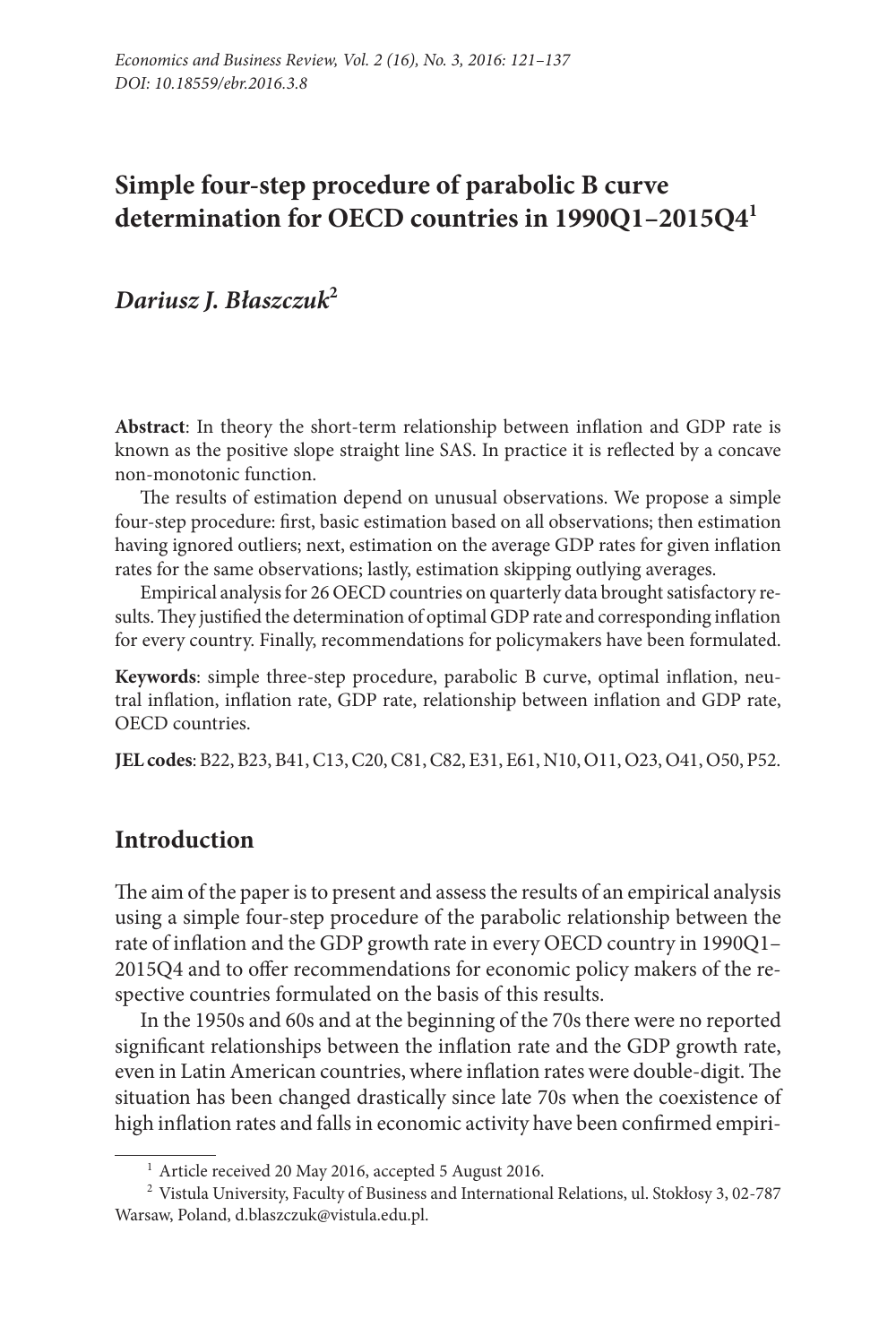# Simple four-step procedure of parabolic B curve determination for OECD countries in 1990Q1–2015Q4[1]

## *Dariusz J. Błaszczuk*[2]

**Abstract**: In theory the short-term relationship between inflation and GDP rate is known as the positive slope straight line SAS. In practice it is reflected by a concave non-monotonic function.

The results of estimation depend on unusual observations. We propose a simple four-step procedure: first, basic estimation based on all observations; then estimation having ignored outliers; next, estimation on the average GDP rates for given inflation rates for the same observations; lastly, estimation skipping outlying averages.

Empirical analysis for 26 OECD countries on quarterly data brought satisfactory results. They justified the determination of optimal GDP rate and corresponding inflation for every country. Finally, recommendations for policymakers have been formulated.

**Keywords**: simple three-step procedure, parabolic B curve, optimal inflation, neutral inflation, inflation rate, GDP rate, relationship between inflation and GDP rate, OECD countries.

**JEL codes**: B22, B23, B41, C13, C20, C81, C82, E31, E61, N10, O11, O23, O41, O50, P52.

## Introduction

The aim of the paper is to present and assess the results of an empirical analysis using a simple four-step procedure of the parabolic relationship between the rate of inflation and the GDP growth rate in every OECD country in 1990Q1–2015Q4 and to offer recommendations for economic policy makers of the respective countries formulated on the basis of this results.

In the 1950s and 60s and at the beginning of the 70s there were no reported significant relationships between the inflation rate and the GDP growth rate, even in Latin American countries, where inflation rates were double-digit. The situation has been changed drastically since late 70s when the coexistence of high inflation rates and falls in economic activity have been confirmed empiri-

[1] Article received 20 May 2016, accepted 5 August 2016.

[2] Vistula University, Faculty of Business and International Relations, ul. Stokłosy 3, 02-787 Warsaw, Poland, d.blaszczuk@vistula.edu.pl.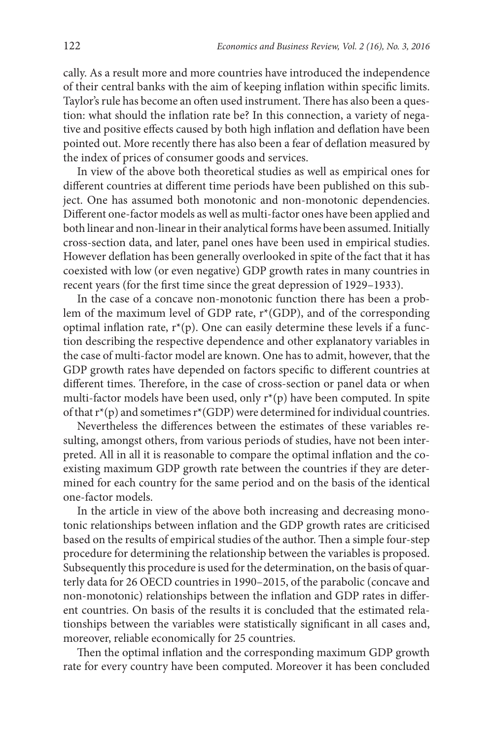cally. As a result more and more countries have introduced the independence of their central banks with the aim of keeping inflation within specific limits. Taylor's rule has become an often used instrument. There has also been a question: what should the inflation rate be? In this connection, a variety of negative and positive effects caused by both high inflation and deflation have been pointed out. More recently there has also been a fear of deflation measured by the index of prices of consumer goods and services.

In view of the above both theoretical studies as well as empirical ones for different countries at different time periods have been published on this subject. One has assumed both monotonic and non-monotonic dependencies. Different one-factor models as well as multi-factor ones have been applied and both linear and non-linear in their analytical forms have been assumed. Initially cross-section data, and later, panel ones have been used in empirical studies. However deflation has been generally overlooked in spite of the fact that it has coexisted with low (or even negative) GDP growth rates in many countries in recent years (for the first time since the great depression of 1929–1933).

In the case of a concave non-monotonic function there has been a problem of the maximum level of GDP rate, $r^*(GDP)$, and of the corresponding optimal inflation rate, $r^*(p)$. One can easily determine these levels if a function describing the respective dependence and other explanatory variables in the case of multi-factor model are known. One has to admit, however, that the GDP growth rates have depended on factors specific to different countries at different times. Therefore, in the case of cross-section or panel data or when multi-factor models have been used, only $r^*(p)$ have been computed. In spite of that $r^*(p)$ and sometimes $r^*(GDP)$ were determined for individual countries.

Nevertheless the differences between the estimates of these variables resulting, amongst others, from various periods of studies, have not been interpreted. All in all it is reasonable to compare the optimal inflation and the coexisting maximum GDP growth rate between the countries if they are determined for each country for the same period and on the basis of the identical one-factor models.

In the article in view of the above both increasing and decreasing monotonic relationships between inflation and the GDP growth rates are criticised based on the results of empirical studies of the author. Then a simple four-step procedure for determining the relationship between the variables is proposed. Subsequently this procedure is used for the determination, on the basis of quarterly data for 26 OECD countries in 1990–2015, of the parabolic (concave and non-monotonic) relationships between the inflation and GDP rates in different countries. On basis of the results it is concluded that the estimated relationships between the variables were statistically significant in all cases and, moreover, reliable economically for 25 countries.

Then the optimal inflation and the corresponding maximum GDP growth rate for every country have been computed. Moreover it has been concluded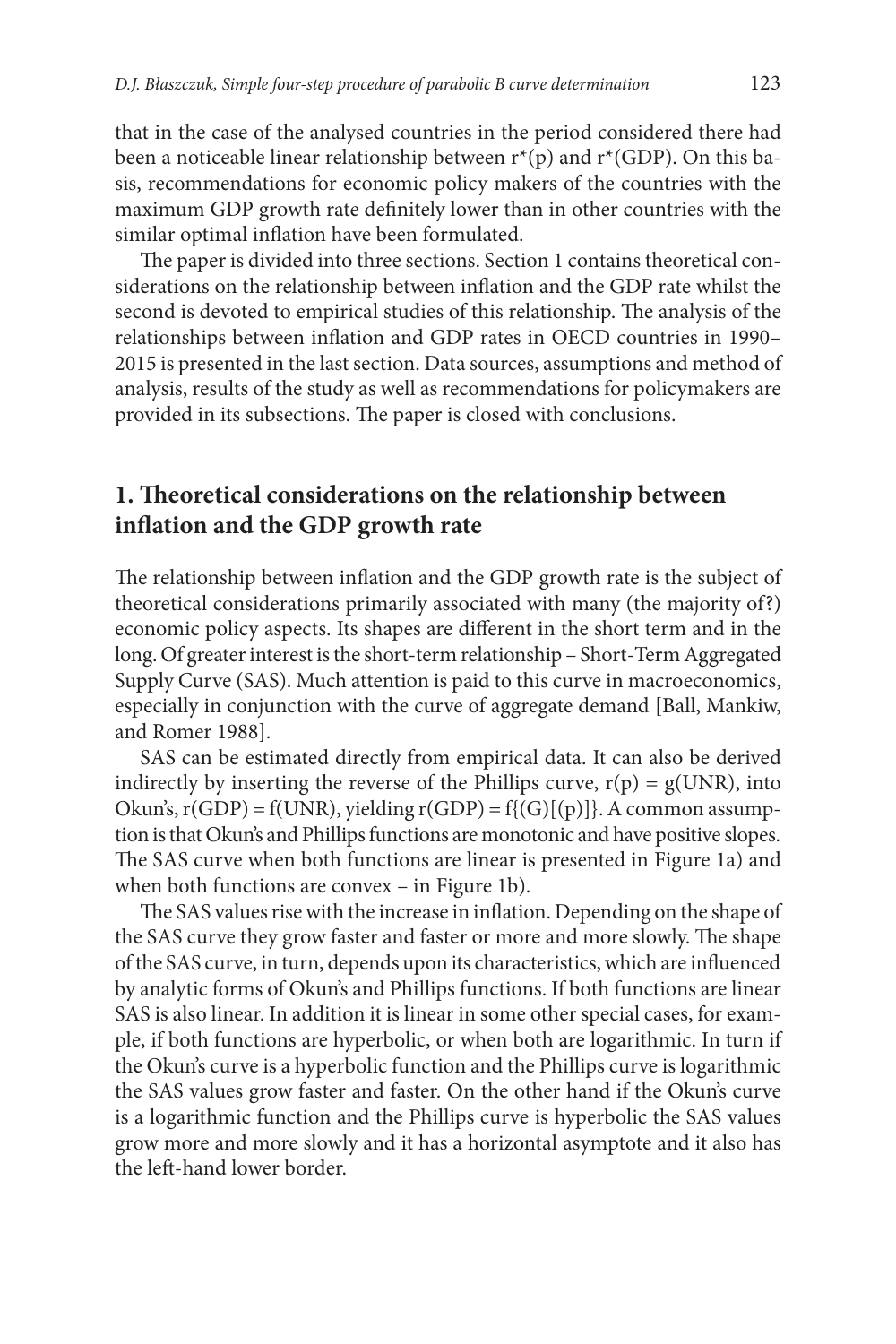that in the case of the analysed countries in the period considered there had been a noticeable linear relationship between $r^*(p)$ and $r^*(GDP)$. On this basis, recommendations for economic policy makers of the countries with the maximum GDP growth rate definitely lower than in other countries with the similar optimal inflation have been formulated.

The paper is divided into three sections. Section 1 contains theoretical considerations on the relationship between inflation and the GDP rate whilst the second is devoted to empirical studies of this relationship. The analysis of the relationships between inflation and GDP rates in OECD countries in 1990–2015 is presented in the last section. Data sources, assumptions and method of analysis, results of the study as well as recommendations for policymakers are provided in its subsections. The paper is closed with conclusions.

## 1. Theoretical considerations on the relationship between inflation and the GDP growth rate

The relationship between inflation and the GDP growth rate is the subject of theoretical considerations primarily associated with many (the majority of?) economic policy aspects. Its shapes are different in the short term and in the long. Of greater interest is the short-term relationship – Short-Term Aggregated Supply Curve (SAS). Much attention is paid to this curve in macroeconomics, especially in conjunction with the curve of aggregate demand [Ball, Mankiw, and Romer 1988].

SAS can be estimated directly from empirical data. It can also be derived indirectly by inserting the reverse of the Phillips curve, $r(p) = g(UNR)$, into Okun's, $r(GDP) = f(UNR)$, yielding $r(GDP) = f\{(G)[(p)]\}$. A common assumption is that Okun's and Phillips functions are monotonic and have positive slopes. The SAS curve when both functions are linear is presented in Figure 1a) and when both functions are convex – in Figure 1b).

The SAS values rise with the increase in inflation. Depending on the shape of the SAS curve they grow faster and faster or more and more slowly. The shape of the SAS curve, in turn, depends upon its characteristics, which are influenced by analytic forms of Okun's and Phillips functions. If both functions are linear SAS is also linear. In addition it is linear in some other special cases, for example, if both functions are hyperbolic, or when both are logarithmic. In turn if the Okun's curve is a hyperbolic function and the Phillips curve is logarithmic the SAS values grow faster and faster. On the other hand if the Okun's curve is a logarithmic function and the Phillips curve is hyperbolic the SAS values grow more and more slowly and it has a horizontal asymptote and it also has the left-hand lower border.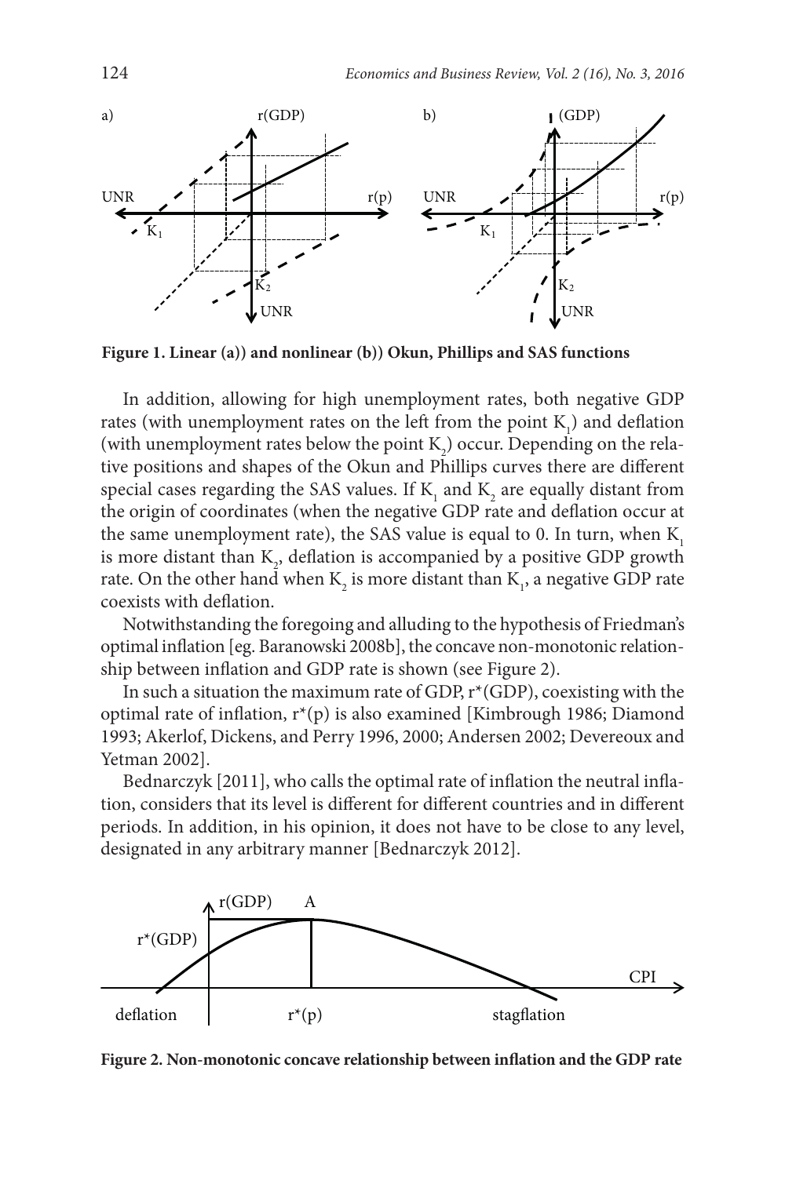**Figure 1. Linear (a)) and nonlinear (b)) Okun, Phillips and SAS functions**

In addition, allowing for high unemployment rates, both negative GDP rates (with unemployment rates on the left from the point $K_1$) and deflation (with unemployment rates below the point $K_2$) occur. Depending on the relative positions and shapes of the Okun and Phillips curves there are different special cases regarding the SAS values. If $K_1$ and $K_2$ are equally distant from the origin of coordinates (when the negative GDP rate and deflation occur at the same unemployment rate), the SAS value is equal to 0. In turn, when $K_1$ is more distant than $K_2$, deflation is accompanied by a positive GDP growth rate. On the other hand when $K_2$ is more distant than $K_1$, a negative GDP rate coexists with deflation.

Notwithstanding the foregoing and alluding to the hypothesis of Friedman's optimal inflation [eg. Baranowski 2008b], the concave non-monotonic relationship between inflation and GDP rate is shown (see Figure 2).

In such a situation the maximum rate of GDP, r*(GDP), coexisting with the optimal rate of inflation, r*(p) is also examined [Kimbrough 1986; Diamond 1993; Akerlof, Dickens, and Perry 1996, 2000; Andersen 2002; Devereoux and Yetman 2002].

Bednarczyk [2011], who calls the optimal rate of inflation the neutral inflation, considers that its level is different for different countries and in different periods. In addition, in his opinion, it does not have to be close to any level, designated in any arbitrary manner [Bednarczyk 2012].

**Figure 2. Non-monotonic concave relationship between inflation and the GDP rate**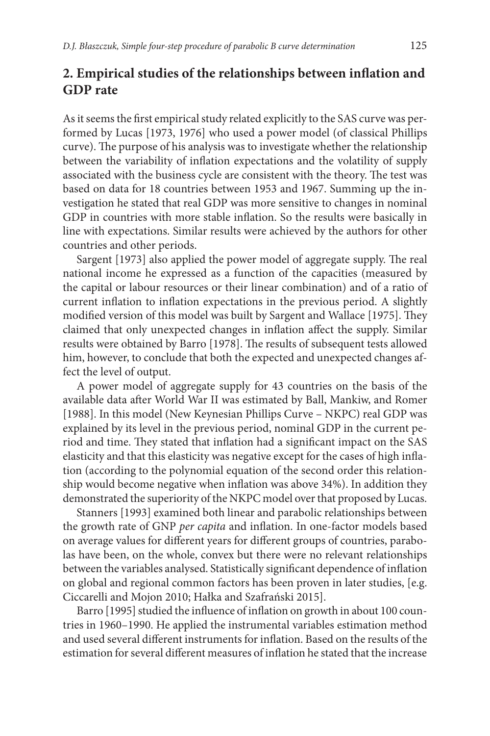## 2. Empirical studies of the relationships between inflation and GDP rate

As it seems the first empirical study related explicitly to the SAS curve was performed by Lucas [1973, 1976] who used a power model (of classical Phillips curve). The purpose of his analysis was to investigate whether the relationship between the variability of inflation expectations and the volatility of supply associated with the business cycle are consistent with the theory. The test was based on data for 18 countries between 1953 and 1967. Summing up the investigation he stated that real GDP was more sensitive to changes in nominal GDP in countries with more stable inflation. So the results were basically in line with expectations. Similar results were achieved by the authors for other countries and other periods.

Sargent [1973] also applied the power model of aggregate supply. The real national income he expressed as a function of the capacities (measured by the capital or labour resources or their linear combination) and of a ratio of current inflation to inflation expectations in the previous period. A slightly modified version of this model was built by Sargent and Wallace [1975]. They claimed that only unexpected changes in inflation affect the supply. Similar results were obtained by Barro [1978]. The results of subsequent tests allowed him, however, to conclude that both the expected and unexpected changes affect the level of output.

A power model of aggregate supply for 43 countries on the basis of the available data after World War II was estimated by Ball, Mankiw, and Romer [1988]. In this model (New Keynesian Phillips Curve – NKPC) real GDP was explained by its level in the previous period, nominal GDP in the current period and time. They stated that inflation had a significant impact on the SAS elasticity and that this elasticity was negative except for the cases of high inflation (according to the polynomial equation of the second order this relationship would become negative when inflation was above 34%). In addition they demonstrated the superiority of the NKPC model over that proposed by Lucas.

Stanners [1993] examined both linear and parabolic relationships between the growth rate of GNP *per capita* and inflation. In one-factor models based on average values for different years for different groups of countries, parabolas have been, on the whole, convex but there were no relevant relationships between the variables analysed. Statistically significant dependence of inflation on global and regional common factors has been proven in later studies, [e.g. Ciccarelli and Mojon 2010; Hałka and Szafrański 2015].

Barro [1995] studied the influence of inflation on growth in about 100 countries in 1960–1990. He applied the instrumental variables estimation method and used several different instruments for inflation. Based on the results of the estimation for several different measures of inflation he stated that the increase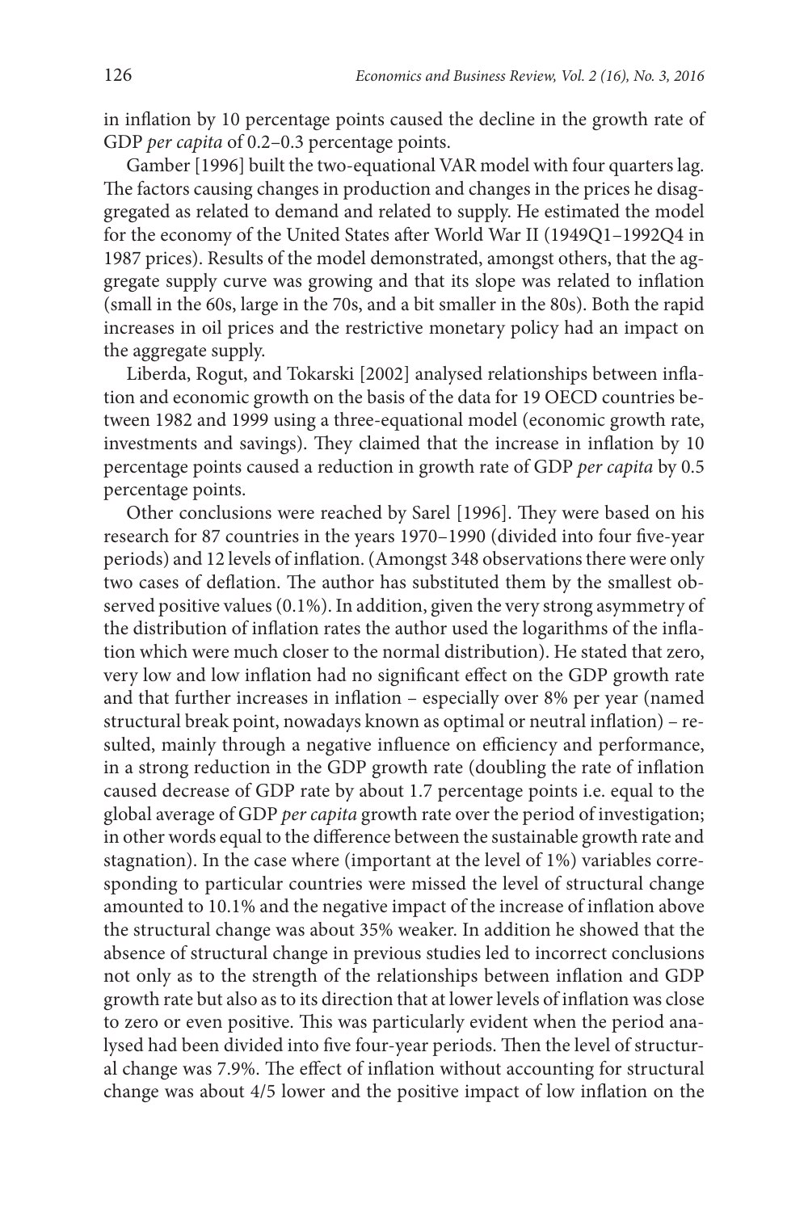in inflation by 10 percentage points caused the decline in the growth rate of GDP *per capita* of 0.2–0.3 percentage points.

Gamber [1996] built the two-equational VAR model with four quarters lag. The factors causing changes in production and changes in the prices he disaggregated as related to demand and related to supply. He estimated the model for the economy of the United States after World War II (1949Q1–1992Q4 in 1987 prices). Results of the model demonstrated, amongst others, that the aggregate supply curve was growing and that its slope was related to inflation (small in the 60s, large in the 70s, and a bit smaller in the 80s). Both the rapid increases in oil prices and the restrictive monetary policy had an impact on the aggregate supply.

Liberda, Rogut, and Tokarski [2002] analysed relationships between inflation and economic growth on the basis of the data for 19 OECD countries between 1982 and 1999 using a three-equational model (economic growth rate, investments and savings). They claimed that the increase in inflation by 10 percentage points caused a reduction in growth rate of GDP *per capita* by 0.5 percentage points.

Other conclusions were reached by Sarel [1996]. They were based on his research for 87 countries in the years 1970–1990 (divided into four five-year periods) and 12 levels of inflation. (Amongst 348 observations there were only two cases of deflation. The author has substituted them by the smallest observed positive values (0.1%). In addition, given the very strong asymmetry of the distribution of inflation rates the author used the logarithms of the inflation which were much closer to the normal distribution). He stated that zero, very low and low inflation had no significant effect on the GDP growth rate and that further increases in inflation – especially over 8% per year (named structural break point, nowadays known as optimal or neutral inflation) – resulted, mainly through a negative influence on efficiency and performance, in a strong reduction in the GDP growth rate (doubling the rate of inflation caused decrease of GDP rate by about 1.7 percentage points i.e. equal to the global average of GDP *per capita* growth rate over the period of investigation; in other words equal to the difference between the sustainable growth rate and stagnation). In the case where (important at the level of 1%) variables corresponding to particular countries were missed the level of structural change amounted to 10.1% and the negative impact of the increase of inflation above the structural change was about 35% weaker. In addition he showed that the absence of structural change in previous studies led to incorrect conclusions not only as to the strength of the relationships between inflation and GDP growth rate but also as to its direction that at lower levels of inflation was close to zero or even positive. This was particularly evident when the period analysed had been divided into five four-year periods. Then the level of structural change was 7.9%. The effect of inflation without accounting for structural change was about 4/5 lower and the positive impact of low inflation on the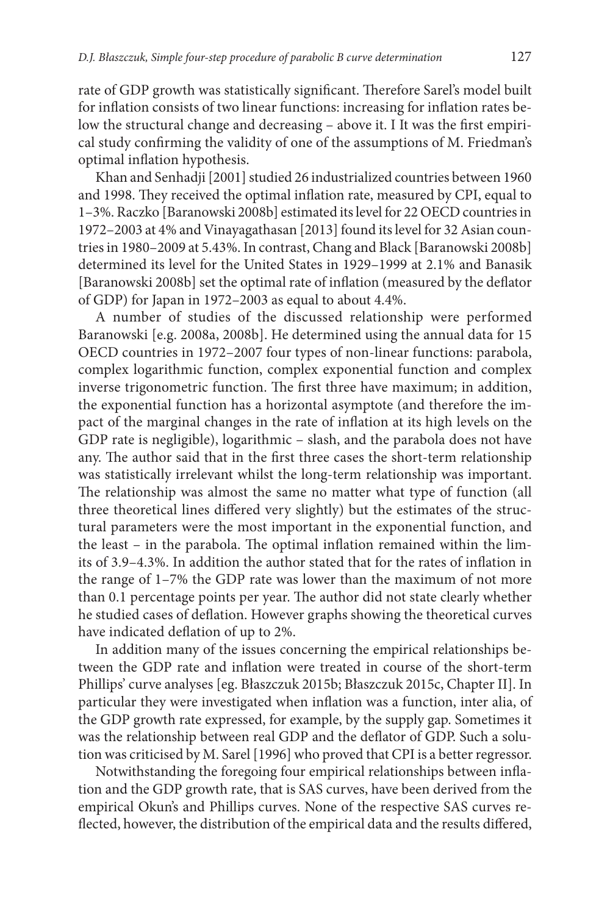rate of GDP growth was statistically significant. Therefore Sarel's model built for inflation consists of two linear functions: increasing for inflation rates below the structural change and decreasing – above it. I It was the first empirical study confirming the validity of one of the assumptions of M. Friedman's optimal inflation hypothesis.

Khan and Senhadji [2001] studied 26 industrialized countries between 1960 and 1998. They received the optimal inflation rate, measured by CPI, equal to 1–3%. Raczko [Baranowski 2008b] estimated its level for 22 OECD countries in 1972–2003 at 4% and Vinayagathasan [2013] found its level for 32 Asian countries in 1980–2009 at 5.43%. In contrast, Chang and Black [Baranowski 2008b] determined its level for the United States in 1929–1999 at 2.1% and Banasik [Baranowski 2008b] set the optimal rate of inflation (measured by the deflator of GDP) for Japan in 1972–2003 as equal to about 4.4%.

A number of studies of the discussed relationship were performed Baranowski [e.g. 2008a, 2008b]. He determined using the annual data for 15 OECD countries in 1972–2007 four types of non-linear functions: parabola, complex logarithmic function, complex exponential function and complex inverse trigonometric function. The first three have maximum; in addition, the exponential function has a horizontal asymptote (and therefore the impact of the marginal changes in the rate of inflation at its high levels on the GDP rate is negligible), logarithmic – slash, and the parabola does not have any. The author said that in the first three cases the short-term relationship was statistically irrelevant whilst the long-term relationship was important. The relationship was almost the same no matter what type of function (all three theoretical lines differed very slightly) but the estimates of the structural parameters were the most important in the exponential function, and the least – in the parabola. The optimal inflation remained within the limits of 3.9–4.3%. In addition the author stated that for the rates of inflation in the range of 1–7% the GDP rate was lower than the maximum of not more than 0.1 percentage points per year. The author did not state clearly whether he studied cases of deflation. However graphs showing the theoretical curves have indicated deflation of up to 2%.

In addition many of the issues concerning the empirical relationships between the GDP rate and inflation were treated in course of the short-term Phillips' curve analyses [eg. Błaszczuk 2015b; Błaszczuk 2015c, Chapter II]. In particular they were investigated when inflation was a function, inter alia, of the GDP growth rate expressed, for example, by the supply gap. Sometimes it was the relationship between real GDP and the deflator of GDP. Such a solution was criticised by M. Sarel [1996] who proved that CPI is a better regressor.

Notwithstanding the foregoing four empirical relationships between inflation and the GDP growth rate, that is SAS curves, have been derived from the empirical Okun's and Phillips curves. None of the respective SAS curves reflected, however, the distribution of the empirical data and the results differed,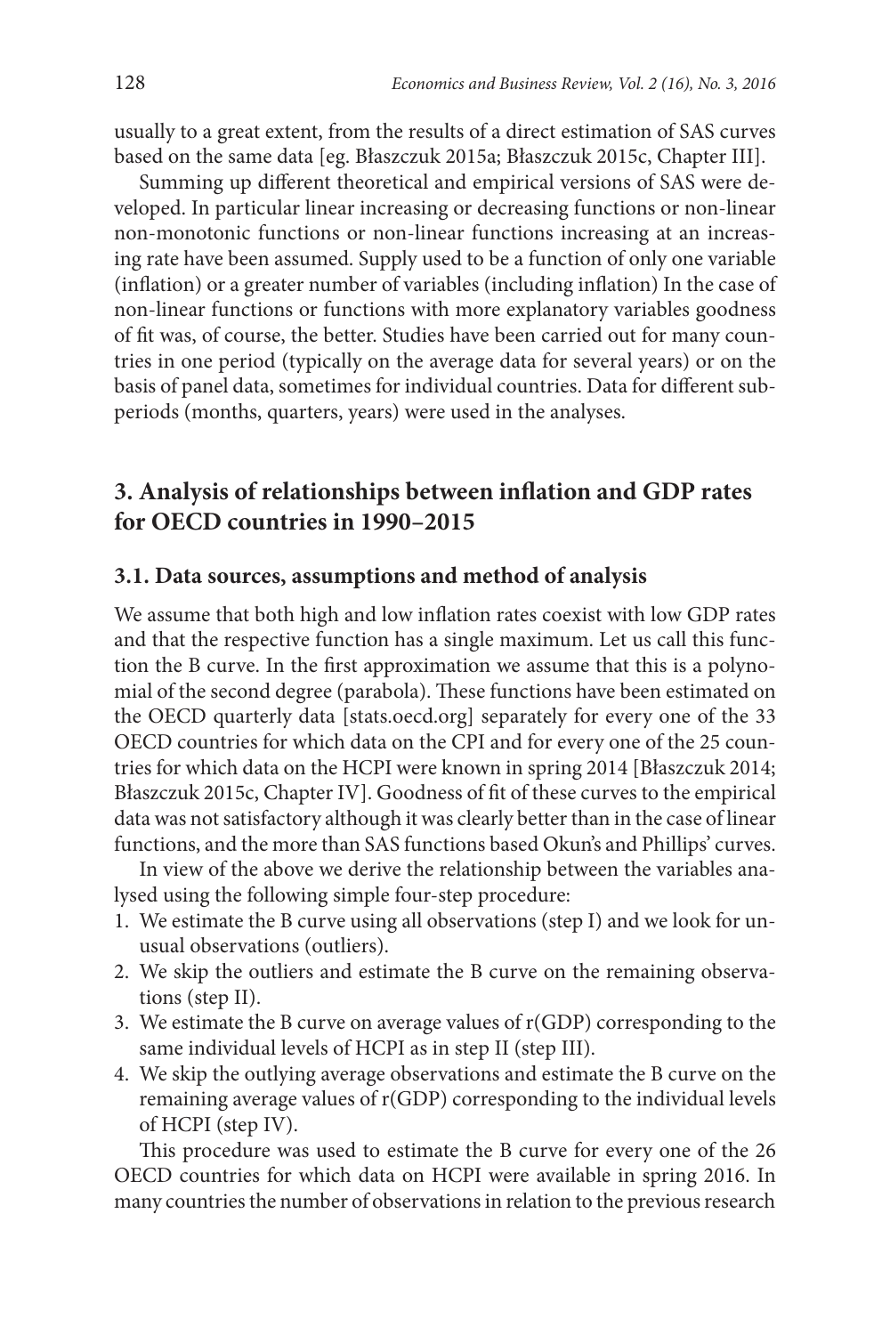usually to a great extent, from the results of a direct estimation of SAS curves based on the same data [eg. Błaszczuk 2015a; Błaszczuk 2015c, Chapter III].

Summing up different theoretical and empirical versions of SAS were developed. In particular linear increasing or decreasing functions or non-linear non-monotonic functions or non-linear functions increasing at an increasing rate have been assumed. Supply used to be a function of only one variable (inflation) or a greater number of variables (including inflation) In the case of non-linear functions or functions with more explanatory variables goodness of fit was, of course, the better. Studies have been carried out for many countries in one period (typically on the average data for several years) or on the basis of panel data, sometimes for individual countries. Data for different subperiods (months, quarters, years) were used in the analyses.

## 3. Analysis of relationships between inflation and GDP rates for OECD countries in 1990–2015

### 3.1. Data sources, assumptions and method of analysis

We assume that both high and low inflation rates coexist with low GDP rates and that the respective function has a single maximum. Let us call this function the B curve. In the first approximation we assume that this is a polynomial of the second degree (parabola). These functions have been estimated on the OECD quarterly data [stats.oecd.org] separately for every one of the 33 OECD countries for which data on the CPI and for every one of the 25 countries for which data on the HCPI were known in spring 2014 [Błaszczuk 2014; Błaszczuk 2015c, Chapter IV]. Goodness of fit of these curves to the empirical data was not satisfactory although it was clearly better than in the case of linear functions, and the more than SAS functions based Okun's and Phillips' curves.

In view of the above we derive the relationship between the variables analysed using the following simple four-step procedure:

1. We estimate the B curve using all observations (step I) and we look for unusual observations (outliers).
2. We skip the outliers and estimate the B curve on the remaining observations (step II).
3. We estimate the B curve on average values of r(GDP) corresponding to the same individual levels of HCPI as in step II (step III).
4. We skip the outlying average observations and estimate the B curve on the remaining average values of r(GDP) corresponding to the individual levels of HCPI (step IV).

This procedure was used to estimate the B curve for every one of the 26 OECD countries for which data on HCPI were available in spring 2016. In many countries the number of observations in relation to the previous research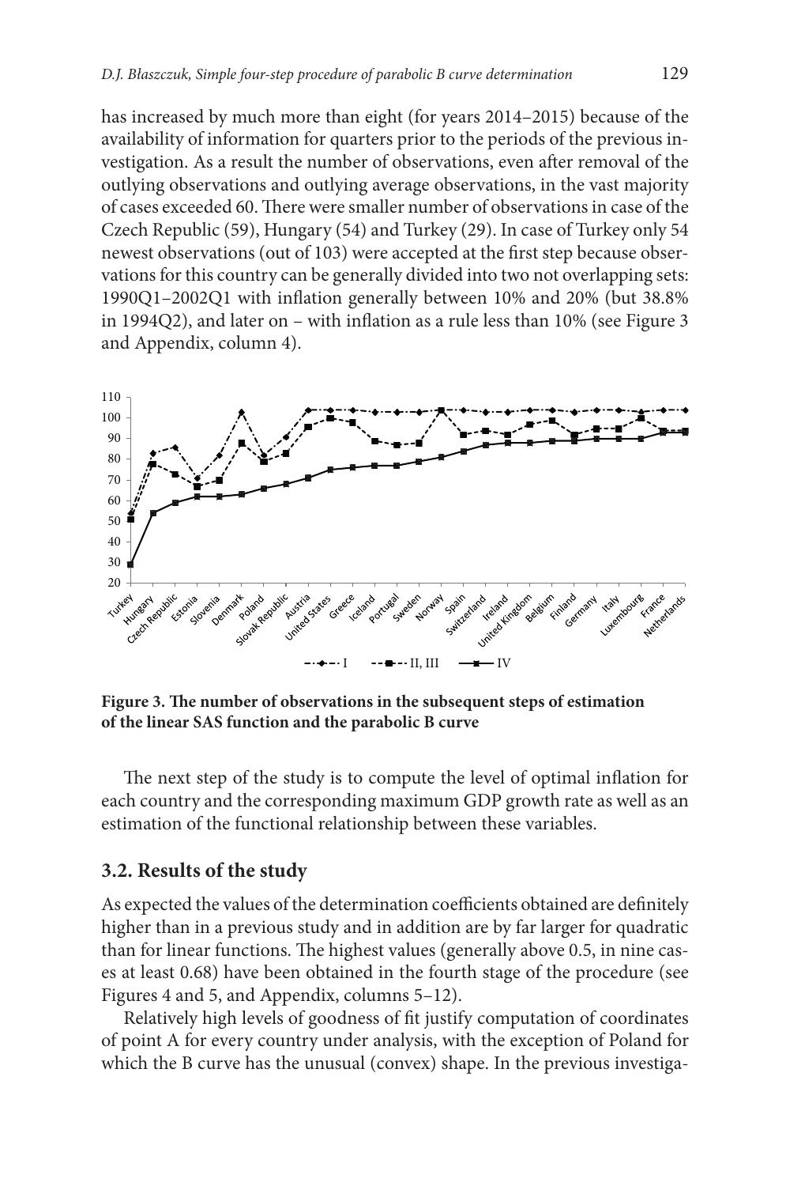has increased by much more than eight (for years 2014–2015) because of the availability of information for quarters prior to the periods of the previous investigation. As a result the number of observations, even after removal of the outlying observations and outlying average observations, in the vast majority of cases exceeded 60. There were smaller number of observations in case of the Czech Republic (59), Hungary (54) and Turkey (29). In case of Turkey only 54 newest observations (out of 103) were accepted at the first step because observations for this country can be generally divided into two not overlapping sets: 1990Q1–2002Q1 with inflation generally between 10% and 20% (but 38.8% in 1994Q2), and later on – with inflation as a rule less than 10% (see Figure 3 and Appendix, column 4).

**Figure 3. The number of observations in the subsequent steps of estimation of the linear SAS function and the parabolic B curve**

The next step of the study is to compute the level of optimal inflation for each country and the corresponding maximum GDP growth rate as well as an estimation of the functional relationship between these variables.

## 3.2. Results of the study

As expected the values of the determination coefficients obtained are definitely higher than in a previous study and in addition are by far larger for quadratic than for linear functions. The highest values (generally above 0.5, in nine cases at least 0.68) have been obtained in the fourth stage of the procedure (see Figures 4 and 5, and Appendix, columns 5–12).

Relatively high levels of goodness of fit justify computation of coordinates of point A for every country under analysis, with the exception of Poland for which the B curve has the unusual (convex) shape. In the previous investiga-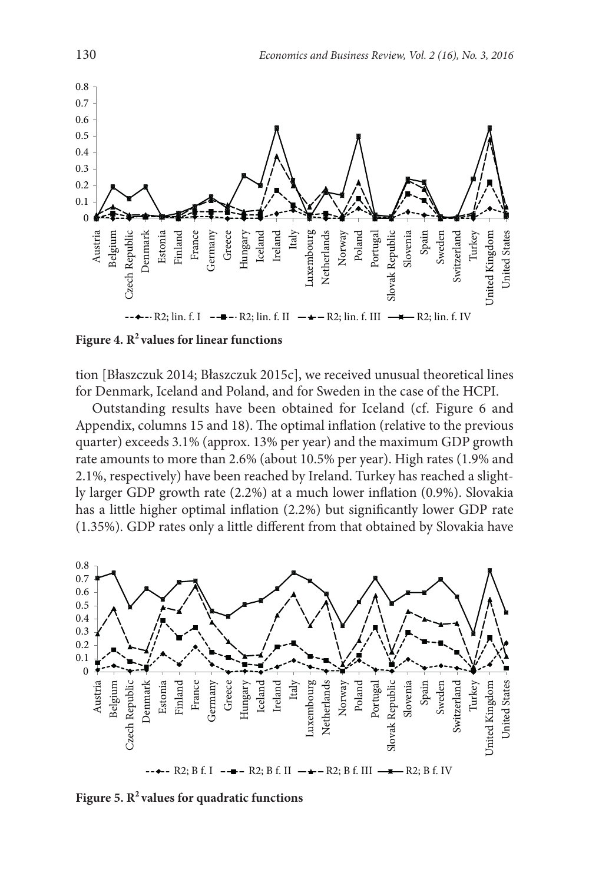**Figure 4. $R^2$ values for linear functions**

tion [Błaszczuk 2014; Błaszczuk 2015c], we received unusual theoretical lines for Denmark, Iceland and Poland, and for Sweden in the case of the HCPI.

Outstanding results have been obtained for Iceland (cf. Figure 6 and Appendix, columns 15 and 18). The optimal inflation (relative to the previous quarter) exceeds 3.1% (approx. 13% per year) and the maximum GDP growth rate amounts to more than 2.6% (about 10.5% per year). High rates (1.9% and 2.1%, respectively) have been reached by Ireland. Turkey has reached a slightly larger GDP growth rate (2.2%) at a much lower inflation (0.9%). Slovakia has a little higher optimal inflation (2.2%) but significantly lower GDP rate (1.35%). GDP rates only a little different from that obtained by Slovakia have

**Figure 5. $R^2$ values for quadratic functions**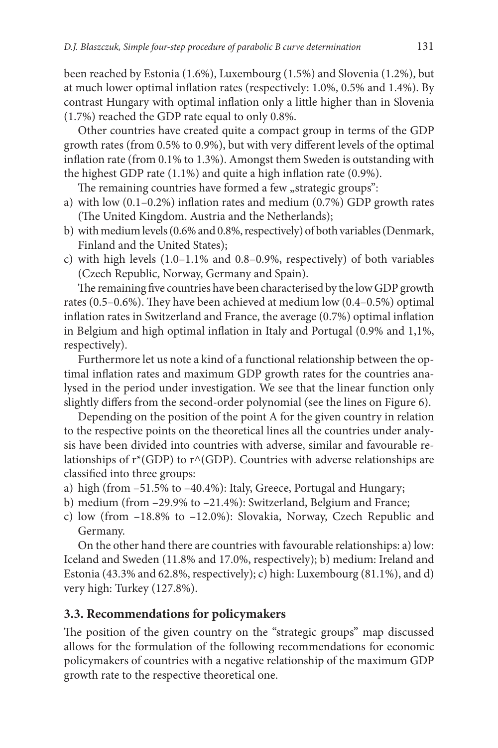been reached by Estonia (1.6%), Luxembourg (1.5%) and Slovenia (1.2%), but at much lower optimal inflation rates (respectively: 1.0%, 0.5% and 1.4%). By contrast Hungary with optimal inflation only a little higher than in Slovenia (1.7%) reached the GDP rate equal to only 0.8%.

Other countries have created quite a compact group in terms of the GDP growth rates (from 0.5% to 0.9%), but with very different levels of the optimal inflation rate (from 0.1% to 1.3%). Amongst them Sweden is outstanding with the highest GDP rate (1.1%) and quite a high inflation rate (0.9%).

The remaining countries have formed a few „strategic groups":

a) with low (0.1–0.2%) inflation rates and medium (0.7%) GDP growth rates (The United Kingdom. Austria and the Netherlands);
b) with medium levels (0.6% and 0.8%, respectively) of both variables (Denmark, Finland and the United States);
c) with high levels (1.0–1.1% and 0.8–0.9%, respectively) of both variables (Czech Republic, Norway, Germany and Spain).

The remaining five countries have been characterised by the low GDP growth rates (0.5–0.6%). They have been achieved at medium low (0.4–0.5%) optimal inflation rates in Switzerland and France, the average (0.7%) optimal inflation in Belgium and high optimal inflation in Italy and Portugal (0.9% and 1,1%, respectively).

Furthermore let us note a kind of a functional relationship between the optimal inflation rates and maximum GDP growth rates for the countries analysed in the period under investigation. We see that the linear function only slightly differs from the second-order polynomial (see the lines on Figure 6).

Depending on the position of the point A for the given country in relation to the respective points on the theoretical lines all the countries under analysis have been divided into countries with adverse, similar and favourable relationships of r*(GDP) to r^(GDP). Countries with adverse relationships are classified into three groups:

a) high (from –51.5% to –40.4%): Italy, Greece, Portugal and Hungary;
b) medium (from –29.9% to –21.4%): Switzerland, Belgium and France;
c) low (from –18.8% to –12.0%): Slovakia, Norway, Czech Republic and Germany.

On the other hand there are countries with favourable relationships: a) low: Iceland and Sweden (11.8% and 17.0%, respectively); b) medium: Ireland and Estonia (43.3% and 62.8%, respectively); c) high: Luxembourg (81.1%), and d) very high: Turkey (127.8%).

### 3.3. Recommendations for policymakers

The position of the given country on the "strategic groups" map discussed allows for the formulation of the following recommendations for economic policymakers of countries with a negative relationship of the maximum GDP growth rate to the respective theoretical one.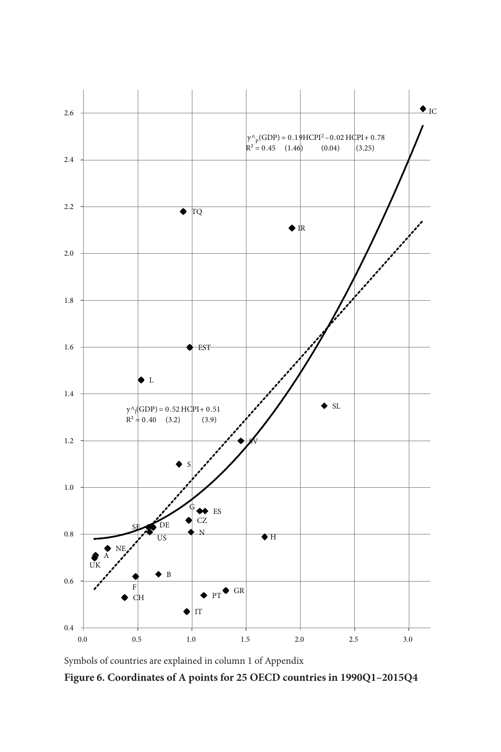Symbols of countries are explained in column 1 of Appendix

**Figure 6. Coordinates of A points for 25 OECD countries in 1990Q1–2015Q4**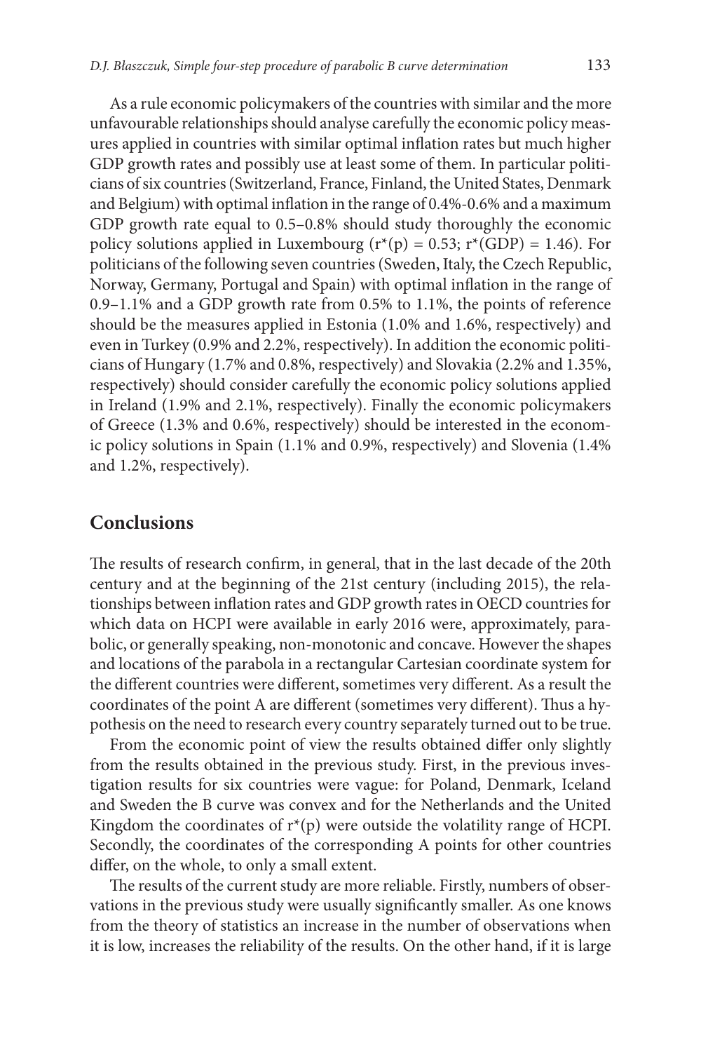As a rule economic policymakers of the countries with similar and the more unfavourable relationships should analyse carefully the economic policy measures applied in countries with similar optimal inflation rates but much higher GDP growth rates and possibly use at least some of them. In particular politicians of six countries (Switzerland, France, Finland, the United States, Denmark and Belgium) with optimal inflation in the range of 0.4%-0.6% and a maximum GDP growth rate equal to 0.5–0.8% should study thoroughly the economic policy solutions applied in Luxembourg ($r^*(p) = 0.53$; $r^*(GDP) = 1.46$). For politicians of the following seven countries (Sweden, Italy, the Czech Republic, Norway, Germany, Portugal and Spain) with optimal inflation in the range of 0.9–1.1% and a GDP growth rate from 0.5% to 1.1%, the points of reference should be the measures applied in Estonia (1.0% and 1.6%, respectively) and even in Turkey (0.9% and 2.2%, respectively). In addition the economic politicians of Hungary (1.7% and 0.8%, respectively) and Slovakia (2.2% and 1.35%, respectively) should consider carefully the economic policy solutions applied in Ireland (1.9% and 2.1%, respectively). Finally the economic policymakers of Greece (1.3% and 0.6%, respectively) should be interested in the economic policy solutions in Spain (1.1% and 0.9%, respectively) and Slovenia (1.4% and 1.2%, respectively).

## Conclusions

The results of research confirm, in general, that in the last decade of the 20th century and at the beginning of the 21st century (including 2015), the relationships between inflation rates and GDP growth rates in OECD countries for which data on HCPI were available in early 2016 were, approximately, parabolic, or generally speaking, non-monotonic and concave. However the shapes and locations of the parabola in a rectangular Cartesian coordinate system for the different countries were different, sometimes very different. As a result the coordinates of the point A are different (sometimes very different). Thus a hypothesis on the need to research every country separately turned out to be true.

From the economic point of view the results obtained differ only slightly from the results obtained in the previous study. First, in the previous investigation results for six countries were vague: for Poland, Denmark, Iceland and Sweden the B curve was convex and for the Netherlands and the United Kingdom the coordinates of $r^*(p)$ were outside the volatility range of HCPI. Secondly, the coordinates of the corresponding A points for other countries differ, on the whole, to only a small extent.

The results of the current study are more reliable. Firstly, numbers of observations in the previous study were usually significantly smaller. As one knows from the theory of statistics an increase in the number of observations when it is low, increases the reliability of the results. On the other hand, if it is large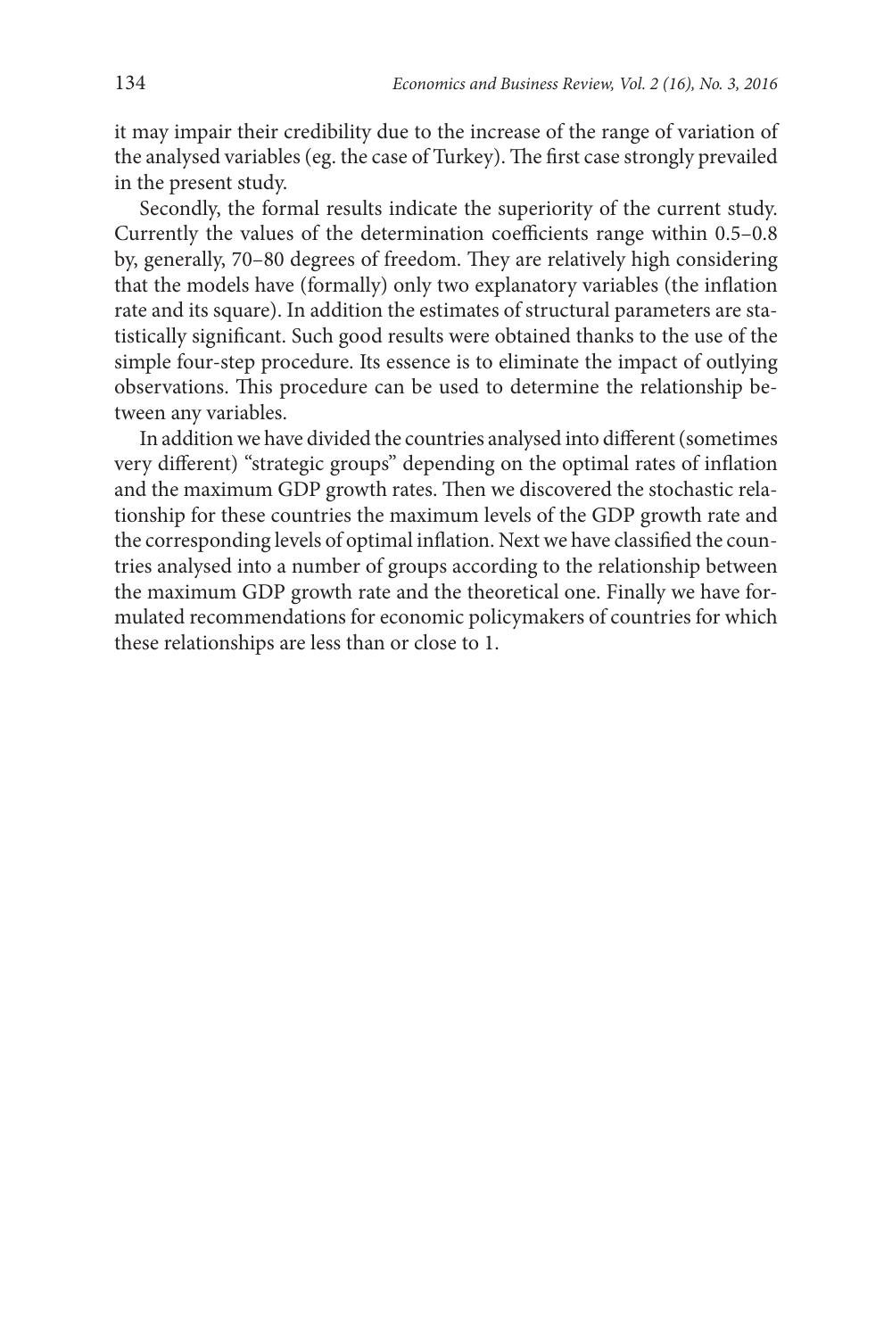it may impair their credibility due to the increase of the range of variation of the analysed variables (eg. the case of Turkey). The first case strongly prevailed in the present study.

Secondly, the formal results indicate the superiority of the current study. Currently the values of the determination coefficients range within 0.5–0.8 by, generally, 70–80 degrees of freedom. They are relatively high considering that the models have (formally) only two explanatory variables (the inflation rate and its square). In addition the estimates of structural parameters are statistically significant. Such good results were obtained thanks to the use of the simple four-step procedure. Its essence is to eliminate the impact of outlying observations. This procedure can be used to determine the relationship between any variables.

In addition we have divided the countries analysed into different (sometimes very different) "strategic groups" depending on the optimal rates of inflation and the maximum GDP growth rates. Then we discovered the stochastic relationship for these countries the maximum levels of the GDP growth rate and the corresponding levels of optimal inflation. Next we have classified the countries analysed into a number of groups according to the relationship between the maximum GDP growth rate and the theoretical one. Finally we have formulated recommendations for economic policymakers of countries for which these relationships are less than or close to 1.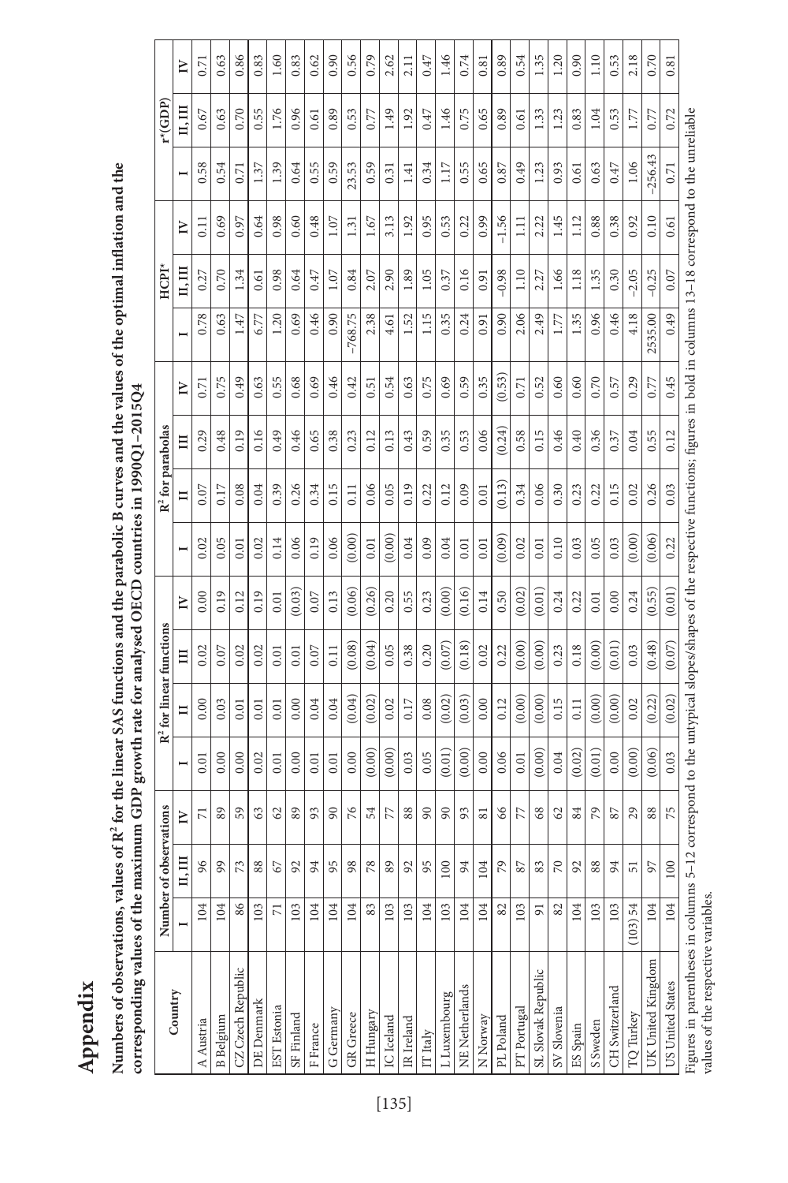# Appendix

**Numbers of observations, values of $R^2$ for the linear SAS functions and the parabolic B curves and the values of the optimal inflation and the corresponding values of the maximum GDP growth rate for analysed OECD countries in 1990Q1–2015Q4**

| Country | Number of observations | | | $R^2$ for linear functions | | | | $R^2$ for parabolas | | | | HCPI* | | | r*(GDP) | | |
|---|---|---|---|---|---|---|---|---|---|---|---|---|---|---|---|---|---|
| | I | II, III | IV | I | II | III | IV | I | II | III | IV | I | II, III | IV | I | II, III | IV |
| A Austria | 104 | 96 | 71 | 0.01 | 0.00 | 0.02 | 0.00 | 0.02 | 0.07 | 0.29 | 0.71 | 0.78 | 0.27 | 0.11 | 0.58 | 0.67 | 0.71 |
| B Belgium | 104 | 99 | 89 | 0.00 | 0.03 | 0.07 | 0.19 | 0.05 | 0.17 | 0.48 | 0.75 | 0.63 | 0.70 | 0.69 | 0.54 | 0.63 | 0.63 |
| CZ Czech Republic | 86 | 73 | 59 | 0.00 | 0.01 | 0.02 | 0.12 | 0.01 | 0.08 | 0.19 | 0.49 | 1.47 | 1.34 | 0.97 | 0.71 | 0.70 | 0.86 |
| DE Denmark | 103 | 88 | 63 | 0.02 | 0.01 | 0.02 | 0.19 | 0.02 | 0.04 | 0.16 | 0.63 | 6.77 | 0.61 | 0.64 | 1.37 | 0.55 | 0.83 |
| EST Estonia | 71 | 67 | 62 | 0.01 | 0.01 | 0.01 | 0.01 | 0.14 | 0.39 | 0.49 | 0.55 | 1.20 | 0.98 | 0.98 | 1.39 | 1.76 | 1.60 |
| SF Finland | 103 | 92 | 89 | 0.00 | 0.00 | 0.01 | (0.03) | 0.06 | 0.26 | 0.46 | 0.68 | 0.69 | 0.64 | 0.60 | 0.64 | 0.96 | 0.83 |
| F France | 104 | 94 | 93 | 0.01 | 0.04 | 0.07 | 0.07 | 0.19 | 0.34 | 0.65 | 0.69 | 0.46 | 0.47 | 0.48 | 0.55 | 0.61 | 0.62 |
| G Germany | 104 | 95 | 90 | 0.01 | 0.04 | 0.11 | 0.13 | 0.06 | 0.15 | 0.38 | 0.46 | 0.90 | 1.07 | 1.07 | 0.59 | 0.89 | 0.90 |
| GR Greece | 104 | 98 | 76 | 0.00 | (0.04) | (0.08) | (0.06) | (0.00) | 0.11 | 0.23 | 0.42 | **–768.75** | 0.84 | 1.31 | **23.53** | 0.53 | 0.56 |
| H Hungary | 83 | 78 | 54 | (0.00) | (0.02) | (0.04) | (0.26) | 0.01 | 0.06 | 0.12 | 0.51 | 2.38 | 2.07 | 1.67 | 0.59 | 0.77 | 0.79 |
| IC Iceland | 103 | 89 | 77 | (0.00) | 0.02 | 0.05 | 0.20 | (0.00) | 0.05 | 0.13 | 0.54 | 4.61 | 2.90 | 3.13 | 0.31 | 1.49 | 2.62 |
| IR Ireland | 103 | 92 | 88 | 0.03 | 0.17 | 0.38 | 0.55 | 0.04 | 0.19 | 0.43 | 0.63 | 1.52 | 1.89 | 1.92 | 1.41 | 1.92 | 2.11 |
| IT Italy | 104 | 95 | 90 | 0.05 | 0.08 | 0.20 | 0.23 | 0.09 | 0.22 | 0.59 | 0.75 | 1.15 | 1.05 | 0.95 | 0.34 | 0.47 | 0.47 |
| L Luxembourg | 103 | 100 | 90 | (0.01) | (0.02) | (0.07) | (0.00) | 0.04 | 0.12 | 0.35 | 0.69 | 0.35 | 0.37 | 0.53 | 1.17 | 1.46 | 1.46 |
| NE Netherlands | 104 | 94 | 93 | (0.00) | (0.03) | (0.18) | (0.16) | 0.01 | 0.09 | 0.53 | 0.59 | 0.24 | 0.16 | 0.22 | 0.55 | 0.75 | 0.74 |
| N Norway | 104 | 104 | 81 | 0.00 | 0.00 | 0.02 | 0.14 | 0.01 | 0.01 | 0.06 | 0.35 | 0.91 | 0.91 | 0.99 | 0.65 | 0.65 | 0.81 |
| PL Poland | 82 | 79 | 66 | 0.06 | 0.12 | 0.22 | 0.50 | (0.09) | (0.13) | (0.24) | (0.53) | 0.90 | **–0.98** | **–1.56** | 0.87 | 0.89 | 0.89 |
| PT Portugal | 103 | 87 | 77 | 0.01 | (0.00) | (0.00) | (0.02) | 0.02 | 0.34 | 0.58 | 0.71 | 2.06 | 1.10 | 1.11 | 0.49 | 0.61 | 0.54 |
| SL Slovak Republic | 91 | 83 | 68 | (0.00) | (0.00) | (0.00) | (0.01) | 0.01 | 0.06 | 0.15 | 0.52 | 2.49 | 2.27 | 2.22 | 1.23 | 1.33 | 1.35 |
| SV Slovenia | 82 | 70 | 62 | 0.04 | 0.15 | 0.23 | 0.24 | 0.10 | 0.30 | 0.46 | 0.60 | 1.77 | 1.66 | 1.45 | 0.93 | 1.23 | 1.20 |
| ES Spain | 104 | 92 | 84 | (0.02) | 0.11 | 0.18 | 0.22 | 0.03 | 0.23 | 0.40 | 0.60 | 1.35 | 1.18 | 1.12 | 0.61 | 0.83 | 0.90 |
| S Sweden | 103 | 88 | 79 | (0.01) | (0.00) | (0.00) | 0.01 | 0.05 | 0.22 | 0.36 | 0.70 | 0.96 | 1.35 | 0.88 | 0.63 | 1.04 | 1.10 |
| CH Switzerland | 103 | 94 | 87 | 0.00 | (0.00) | (0.01) | 0.00 | 0.03 | 0.15 | 0.37 | 0.57 | 0.46 | 0.30 | 0.38 | 0.47 | 0.53 | 0.53 |
| TQ Turkey | (103) 54 | 51 | 29 | (0.00) | 0.02 | 0.03 | 0.24 | (0.00) | 0.02 | 0.04 | 0.29 | 4.18 | **–2.05** | 0.92 | 1.06 | 1.77 | 2.18 |
| UK United Kingdom | 104 | 97 | 88 | (0.06) | (0.22) | (0.48) | (0.55) | (0.06) | 0.26 | 0.55 | 0.77 | **2535.00** | **–0.25** | 0.10 | **–256.43** | 0.77 | 0.70 |
| US United States | 104 | 100 | 75 | 0.03 | (0.02) | (0.07) | (0.01) | 0.22 | 0.03 | 0.12 | 0.45 | 0.49 | 0.07 | 0.61 | 0.71 | 0.72 | 0.81 |

Figures in parentheses in columns 5–12 correspond to the untypical slopes/shapes of the respective functions; figures in bold in columns 13–18 correspond to the unreliable values of the respective variables.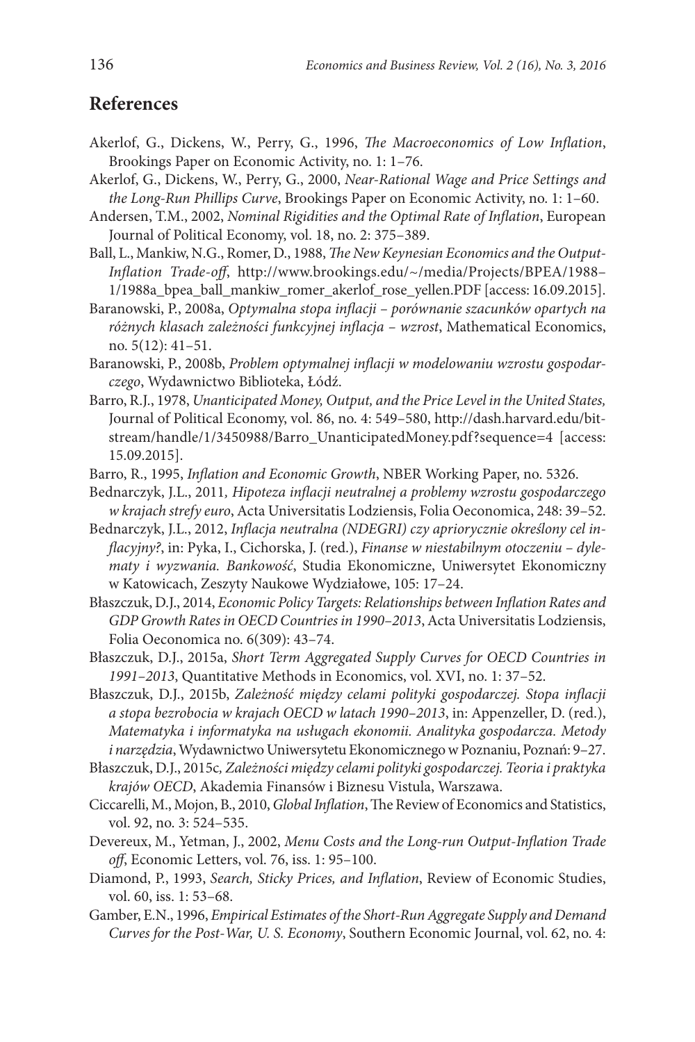## References

Akerlof, G., Dickens, W., Perry, G., 1996, *The Macroeconomics of Low Inflation*, Brookings Paper on Economic Activity, no. 1: 1–76.

Akerlof, G., Dickens, W., Perry, G., 2000, *Near-Rational Wage and Price Settings and the Long-Run Phillips Curve*, Brookings Paper on Economic Activity, no. 1: 1–60.

Andersen, T.M., 2002, *Nominal Rigidities and the Optimal Rate of Inflation*, European Journal of Political Economy, vol. 18, no. 2: 375–389.

Ball, L., Mankiw, N.G., Romer, D., 1988, *The New Keynesian Economics and the Output-Inflation Trade-off*, http://www.brookings.edu/~/media/Projects/BPEA/1988–1/1988a_bpea_ball_mankiw_romer_akerlof_rose_yellen.PDF [access: 16.09.2015].

Baranowski, P., 2008a, *Optymalna stopa inflacji – porównanie szacunków opartych na różnych klasach zależności funkcyjnej inflacja – wzrost*, Mathematical Economics, no. 5(12): 41–51.

Baranowski, P., 2008b, *Problem optymalnej inflacji w modelowaniu wzrostu gospodarczego*, Wydawnictwo Biblioteka, Łódź.

Barro, R.J., 1978, *Unanticipated Money, Output, and the Price Level in the United States,* Journal of Political Economy, vol. 86, no. 4: 549–580, http://dash.harvard.edu/bitstream/handle/1/3450988/Barro_UnanticipatedMoney.pdf?sequence=4 [access: 15.09.2015].

Barro, R., 1995, *Inflation and Economic Growth*, NBER Working Paper, no. 5326.

Bednarczyk, J.L., 2011, *Hipoteza inflacji neutralnej a problemy wzrostu gospodarczego w krajach strefy euro*, Acta Universitatis Lodziensis, Folia Oeconomica, 248: 39–52.

Bednarczyk, J.L., 2012, *Inflacja neutralna (NDEGRI) czy apriorycznie określony cel inflacyjny?*, in: Pyka, I., Cichorska, J. (red.), *Finanse w niestabilnym otoczeniu – dylematy i wyzwania. Bankowość*, Studia Ekonomiczne, Uniwersytet Ekonomiczny w Katowicach, Zeszyty Naukowe Wydziałowe, 105: 17–24.

Błaszczuk, D.J., 2014, *Economic Policy Targets: Relationships between Inflation Rates and GDP Growth Rates in OECD Countries in 1990–2013*, Acta Universitatis Lodziensis, Folia Oeconomica no. 6(309): 43–74.

Błaszczuk, D.J., 2015a, *Short Term Aggregated Supply Curves for OECD Countries in 1991–2013*, Quantitative Methods in Economics, vol. XVI, no. 1: 37–52.

Błaszczuk, D.J., 2015b, *Zależność między celami polityki gospodarczej. Stopa inflacji a stopa bezrobocia w krajach OECD w latach 1990–2013*, in: Appenzeller, D. (red.), *Matematyka i informatyka na usługach ekonomii. Analityka gospodarcza. Metody i narzędzia*, Wydawnictwo Uniwersytetu Ekonomicznego w Poznaniu, Poznań: 9–27.

Błaszczuk, D.J., 2015c, *Zależności między celami polityki gospodarczej. Teoria i praktyka krajów OECD*, Akademia Finansów i Biznesu Vistula, Warszawa.

Ciccarelli, M., Mojon, B., 2010, *Global Inflation*, The Review of Economics and Statistics, vol. 92, no. 3: 524–535.

Devereux, M., Yetman, J., 2002, *Menu Costs and the Long-run Output-Inflation Trade off*, Economic Letters, vol. 76, iss. 1: 95–100.

Diamond, P., 1993, *Search, Sticky Prices, and Inflation*, Review of Economic Studies, vol. 60, iss. 1: 53–68.

Gamber, E.N., 1996, *Empirical Estimates of the Short-Run Aggregate Supply and Demand Curves for the Post-War, U. S. Economy*, Southern Economic Journal, vol. 62, no. 4: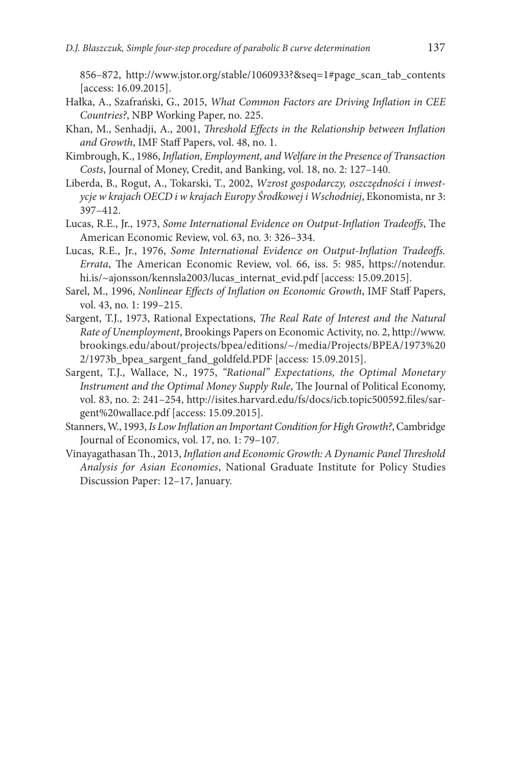856–872, http://www.jstor.org/stable/1060933?&seq=1#page_scan_tab_contents [access: 16.09.2015].

Hałka, A., Szafrański, G., 2015, *What Common Factors are Driving Inflation in CEE Countries?*, NBP Working Paper, no. 225.

Khan, M., Senhadji, A., 2001, *Threshold Effects in the Relationship between Inflation and Growth*, IMF Staff Papers, vol. 48, no. 1.

Kimbrough, K., 1986, *Inflation, Employment, and Welfare in the Presence of Transaction Costs*, Journal of Money, Credit, and Banking, vol. 18, no. 2: 127–140.

Liberda, B., Rogut, A., Tokarski, T., 2002, *Wzrost gospodarczy, oszczędności i inwestycje w krajach OECD i w krajach Europy Środkowej i Wschodniej*, Ekonomista, nr 3: 397–412.

Lucas, R.E., Jr., 1973, *Some International Evidence on Output-Inflation Tradeoffs*, The American Economic Review, vol. 63, no. 3: 326–334.

Lucas, R.E., Jr., 1976, *Some International Evidence on Output-Inflation Tradeoffs. Errata*, The American Economic Review, vol. 66, iss. 5: 985, https://notendur.hi.is/~ajonsson/kennsla2003/lucas_internat_evid.pdf [access: 15.09.2015].

Sarel, M., 1996, *Nonlinear Effects of Inflation on Economic Growth*, IMF Staff Papers, vol. 43, no. 1: 199–215.

Sargent, T.J., 1973, Rational Expectations, *The Real Rate of Interest and the Natural Rate of Unemployment*, Brookings Papers on Economic Activity, no. 2, http://www.brookings.edu/about/projects/bpea/editions/~/media/Projects/BPEA/1973%202/1973b_bpea_sargent_fand_goldfeld.PDF [access: 15.09.2015].

Sargent, T.J., Wallace, N., 1975, *"Rational" Expectations, the Optimal Monetary Instrument and the Optimal Money Supply Rule*, The Journal of Political Economy, vol. 83, no. 2: 241–254, http://isites.harvard.edu/fs/docs/icb.topic500592.files/sargent%20wallace.pdf [access: 15.09.2015].

Stanners, W., 1993, *Is Low Inflation an Important Condition for High Growth?*, Cambridge Journal of Economics, vol. 17, no. 1: 79–107.

Vinayagathasan Th., 2013, *Inflation and Economic Growth: A Dynamic Panel Threshold Analysis for Asian Economies*, National Graduate Institute for Policy Studies Discussion Paper: 12–17, January.